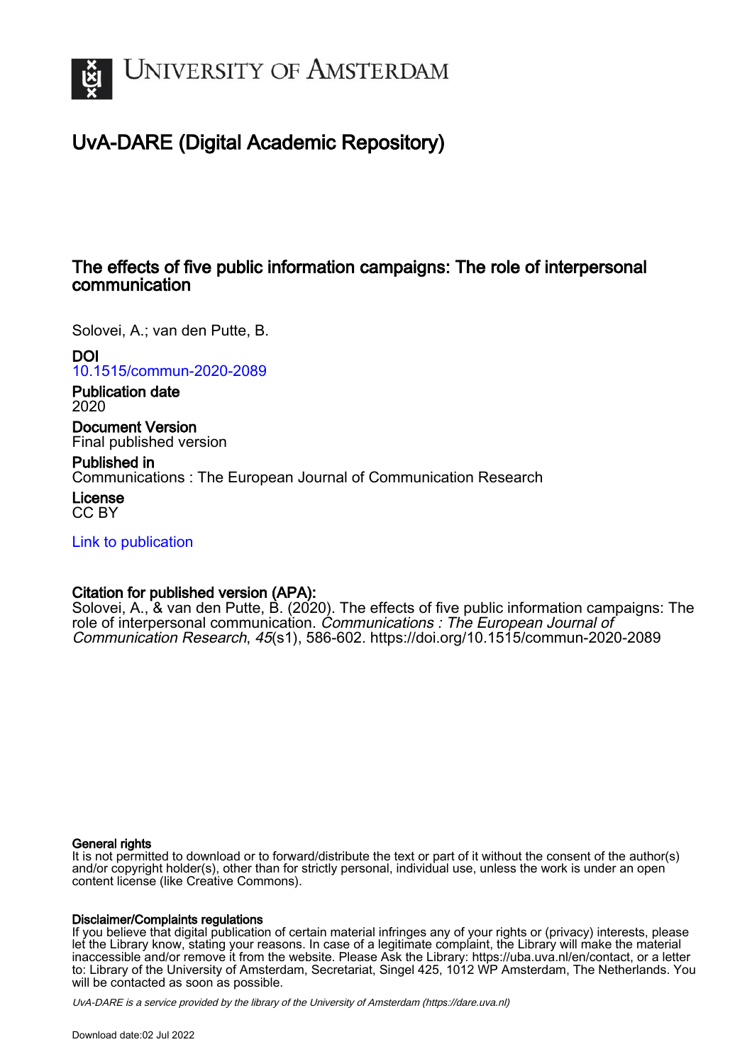UNIVERSITY OF AMSTERDAM

# UvA-DARE (Digital Academic Repository)

## The effects of five public information campaigns: The role of interpersonal communication

Solovei, A.; van den Putte, B.

**DOI**
10.1515/commun-2020-2089

**Publication date**
2020

**Document Version**
Final published version

**Published in**
Communications : The European Journal of Communication Research

**License**
CC BY

Link to publication

**Citation for published version (APA):**
Solovei, A., & van den Putte, B. (2020). The effects of five public information campaigns: The role of interpersonal communication. *Communications : The European Journal of Communication Research*, *45*(s1), 586-602. https://doi.org/10.1515/commun-2020-2089

**General rights**
It is not permitted to download or to forward/distribute the text or part of it without the consent of the author(s) and/or copyright holder(s), other than for strictly personal, individual use, unless the work is under an open content license (like Creative Commons).

**Disclaimer/Complaints regulations**
If you believe that digital publication of certain material infringes any of your rights or (privacy) interests, please let the Library know, stating your reasons. In case of a legitimate complaint, the Library will make the material inaccessible and/or remove it from the website. Please Ask the Library: https://uba.uva.nl/en/contact, or a letter to: Library of the University of Amsterdam, Secretariat, Singel 425, 1012 WP Amsterdam, The Netherlands. You will be contacted as soon as possible.

*UvA-DARE is a service provided by the library of the University of Amsterdam (https://dare.uva.nl)*

Download date:02 Jul 2022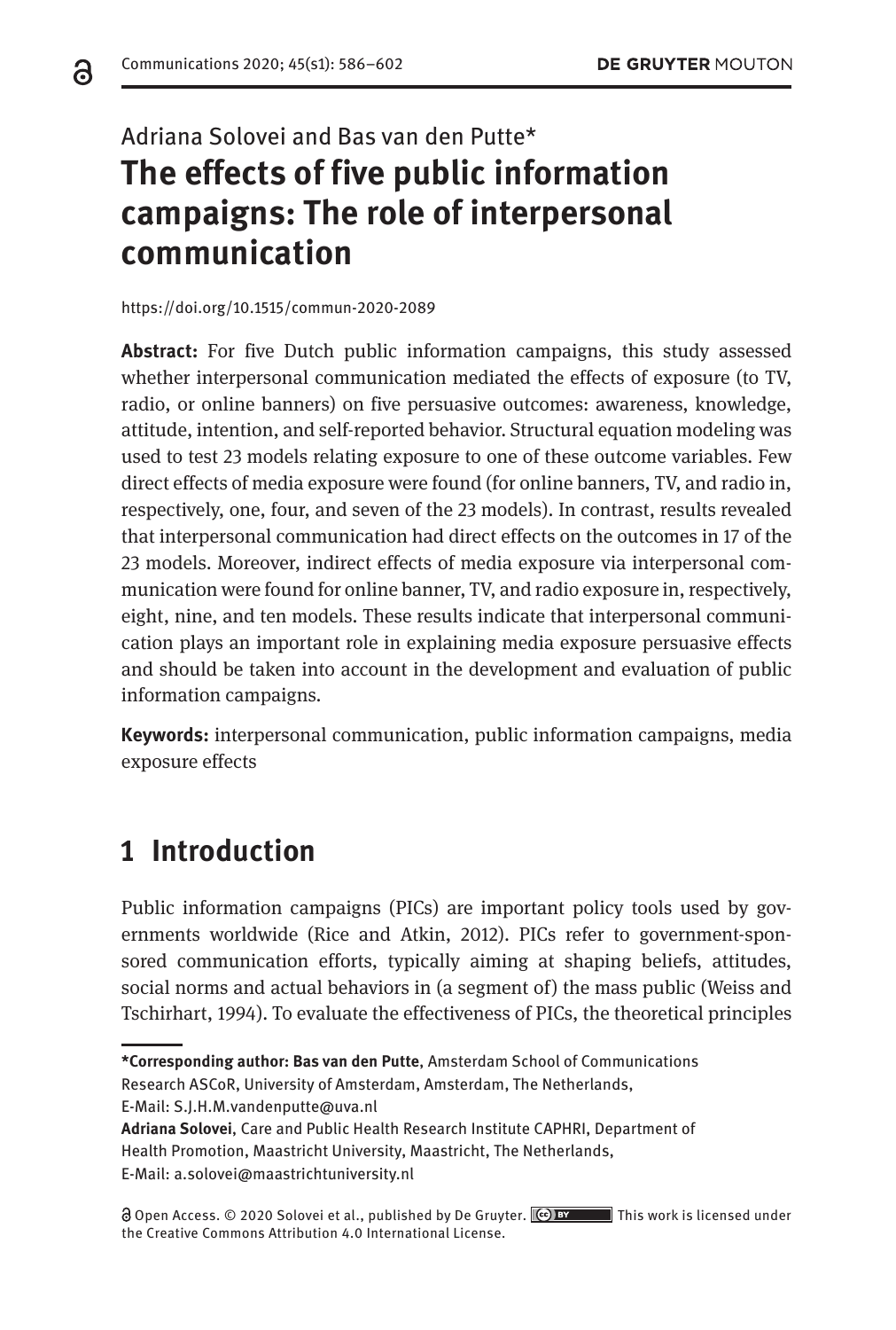Adriana Solovei and Bas van den Putte*

# The effects of five public information campaigns: The role of interpersonal communication

https://doi.org/10.1515/commun-2020-2089

**Abstract:** For five Dutch public information campaigns, this study assessed whether interpersonal communication mediated the effects of exposure (to TV, radio, or online banners) on five persuasive outcomes: awareness, knowledge, attitude, intention, and self-reported behavior. Structural equation modeling was used to test 23 models relating exposure to one of these outcome variables. Few direct effects of media exposure were found (for online banners, TV, and radio in, respectively, one, four, and seven of the 23 models). In contrast, results revealed that interpersonal communication had direct effects on the outcomes in 17 of the 23 models. Moreover, indirect effects of media exposure via interpersonal communication were found for online banner, TV, and radio exposure in, respectively, eight, nine, and ten models. These results indicate that interpersonal communication plays an important role in explaining media exposure persuasive effects and should be taken into account in the development and evaluation of public information campaigns.

**Keywords:** interpersonal communication, public information campaigns, media exposure effects

## 1 Introduction

Public information campaigns (PICs) are important policy tools used by governments worldwide (Rice and Atkin, 2012). PICs refer to government-sponsored communication efforts, typically aiming at shaping beliefs, attitudes, social norms and actual behaviors in (a segment of) the mass public (Weiss and Tschirhart, 1994). To evaluate the effectiveness of PICs, the theoretical principles

**\*Corresponding author: Bas van den Putte**, Amsterdam School of Communications Research ASCoR, University of Amsterdam, Amsterdam, The Netherlands, E-Mail: S.J.H.M.vandenputte@uva.nl

**Adriana Solovei**, Care and Public Health Research Institute CAPHRI, Department of Health Promotion, Maastricht University, Maastricht, The Netherlands, E-Mail: a.solovei@maastrichtuniversity.nl

Open Access. © 2020 Solovei et al., published by De Gruyter. This work is licensed under the Creative Commons Attribution 4.0 International License.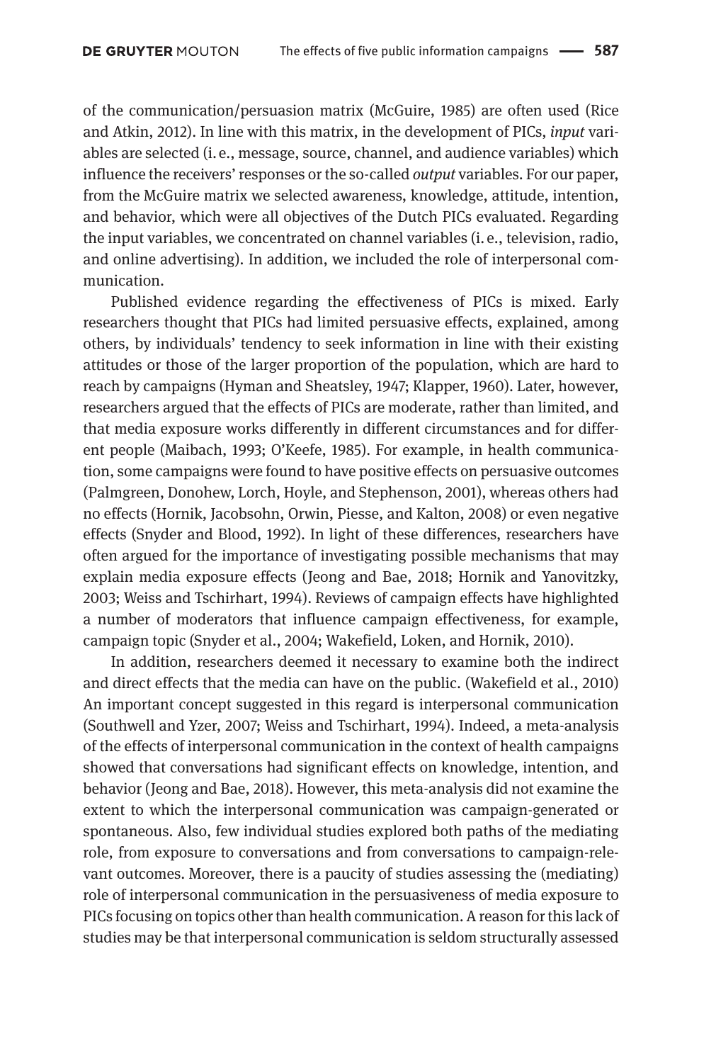of the communication/persuasion matrix (McGuire, 1985) are often used (Rice and Atkin, 2012). In line with this matrix, in the development of PICs, *input* variables are selected (i. e., message, source, channel, and audience variables) which influence the receivers' responses or the so-called *output* variables. For our paper, from the McGuire matrix we selected awareness, knowledge, attitude, intention, and behavior, which were all objectives of the Dutch PICs evaluated. Regarding the input variables, we concentrated on channel variables (i. e., television, radio, and online advertising). In addition, we included the role of interpersonal communication.

Published evidence regarding the effectiveness of PICs is mixed. Early researchers thought that PICs had limited persuasive effects, explained, among others, by individuals' tendency to seek information in line with their existing attitudes or those of the larger proportion of the population, which are hard to reach by campaigns (Hyman and Sheatsley, 1947; Klapper, 1960). Later, however, researchers argued that the effects of PICs are moderate, rather than limited, and that media exposure works differently in different circumstances and for different people (Maibach, 1993; O'Keefe, 1985). For example, in health communication, some campaigns were found to have positive effects on persuasive outcomes (Palmgreen, Donohew, Lorch, Hoyle, and Stephenson, 2001), whereas others had no effects (Hornik, Jacobsohn, Orwin, Piesse, and Kalton, 2008) or even negative effects (Snyder and Blood, 1992). In light of these differences, researchers have often argued for the importance of investigating possible mechanisms that may explain media exposure effects (Jeong and Bae, 2018; Hornik and Yanovitzky, 2003; Weiss and Tschirhart, 1994). Reviews of campaign effects have highlighted a number of moderators that influence campaign effectiveness, for example, campaign topic (Snyder et al., 2004; Wakefield, Loken, and Hornik, 2010).

In addition, researchers deemed it necessary to examine both the indirect and direct effects that the media can have on the public. (Wakefield et al., 2010) An important concept suggested in this regard is interpersonal communication (Southwell and Yzer, 2007; Weiss and Tschirhart, 1994). Indeed, a meta-analysis of the effects of interpersonal communication in the context of health campaigns showed that conversations had significant effects on knowledge, intention, and behavior (Jeong and Bae, 2018). However, this meta-analysis did not examine the extent to which the interpersonal communication was campaign-generated or spontaneous. Also, few individual studies explored both paths of the mediating role, from exposure to conversations and from conversations to campaign-relevant outcomes. Moreover, there is a paucity of studies assessing the (mediating) role of interpersonal communication in the persuasiveness of media exposure to PICs focusing on topics other than health communication. A reason for this lack of studies may be that interpersonal communication is seldom structurally assessed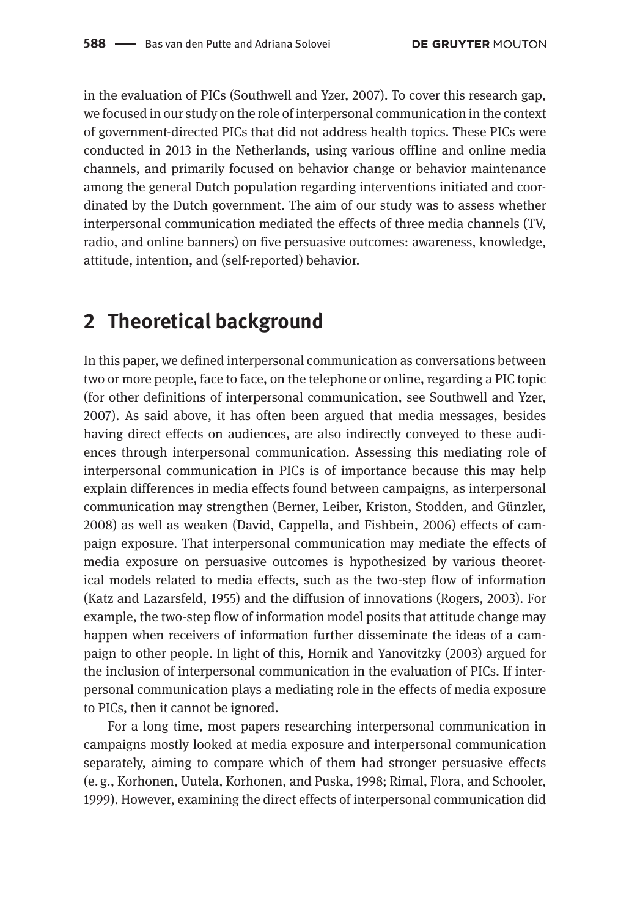in the evaluation of PICs (Southwell and Yzer, 2007). To cover this research gap, we focused in our study on the role of interpersonal communication in the context of government-directed PICs that did not address health topics. These PICs were conducted in 2013 in the Netherlands, using various offline and online media channels, and primarily focused on behavior change or behavior maintenance among the general Dutch population regarding interventions initiated and coordinated by the Dutch government. The aim of our study was to assess whether interpersonal communication mediated the effects of three media channels (TV, radio, and online banners) on five persuasive outcomes: awareness, knowledge, attitude, intention, and (self-reported) behavior.

## 2 Theoretical background

In this paper, we defined interpersonal communication as conversations between two or more people, face to face, on the telephone or online, regarding a PIC topic (for other definitions of interpersonal communication, see Southwell and Yzer, 2007). As said above, it has often been argued that media messages, besides having direct effects on audiences, are also indirectly conveyed to these audiences through interpersonal communication. Assessing this mediating role of interpersonal communication in PICs is of importance because this may help explain differences in media effects found between campaigns, as interpersonal communication may strengthen (Berner, Leiber, Kriston, Stodden, and Günzler, 2008) as well as weaken (David, Cappella, and Fishbein, 2006) effects of campaign exposure. That interpersonal communication may mediate the effects of media exposure on persuasive outcomes is hypothesized by various theoretical models related to media effects, such as the two-step flow of information (Katz and Lazarsfeld, 1955) and the diffusion of innovations (Rogers, 2003). For example, the two-step flow of information model posits that attitude change may happen when receivers of information further disseminate the ideas of a campaign to other people. In light of this, Hornik and Yanovitzky (2003) argued for the inclusion of interpersonal communication in the evaluation of PICs. If interpersonal communication plays a mediating role in the effects of media exposure to PICs, then it cannot be ignored.

For a long time, most papers researching interpersonal communication in campaigns mostly looked at media exposure and interpersonal communication separately, aiming to compare which of them had stronger persuasive effects (e. g., Korhonen, Uutela, Korhonen, and Puska, 1998; Rimal, Flora, and Schooler, 1999). However, examining the direct effects of interpersonal communication did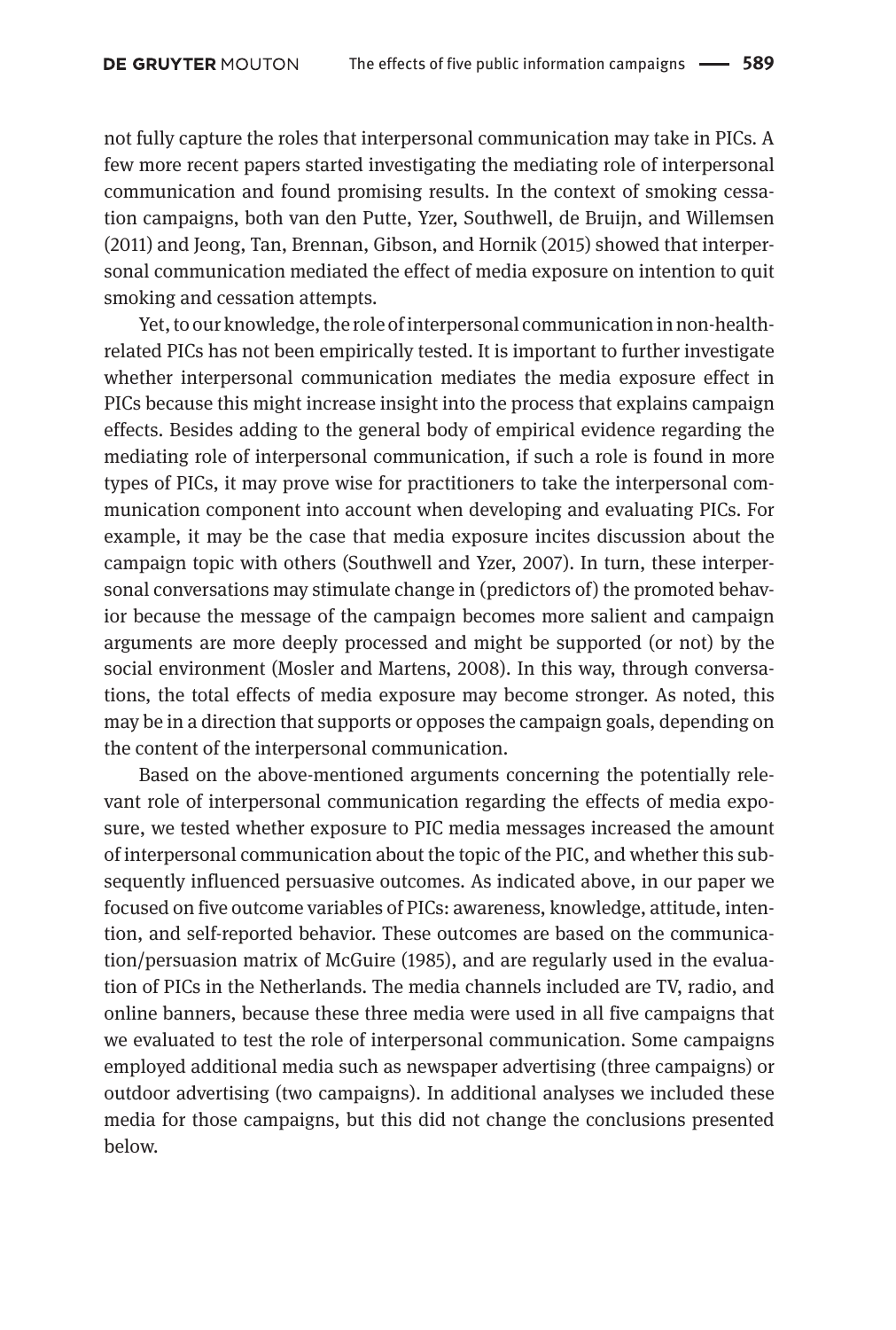not fully capture the roles that interpersonal communication may take in PICs. A few more recent papers started investigating the mediating role of interpersonal communication and found promising results. In the context of smoking cessation campaigns, both van den Putte, Yzer, Southwell, de Bruijn, and Willemsen (2011) and Jeong, Tan, Brennan, Gibson, and Hornik (2015) showed that interpersonal communication mediated the effect of media exposure on intention to quit smoking and cessation attempts.

Yet, to our knowledge, the role of interpersonal communication in non-health-related PICs has not been empirically tested. It is important to further investigate whether interpersonal communication mediates the media exposure effect in PICs because this might increase insight into the process that explains campaign effects. Besides adding to the general body of empirical evidence regarding the mediating role of interpersonal communication, if such a role is found in more types of PICs, it may prove wise for practitioners to take the interpersonal communication component into account when developing and evaluating PICs. For example, it may be the case that media exposure incites discussion about the campaign topic with others (Southwell and Yzer, 2007). In turn, these interpersonal conversations may stimulate change in (predictors of) the promoted behavior because the message of the campaign becomes more salient and campaign arguments are more deeply processed and might be supported (or not) by the social environment (Mosler and Martens, 2008). In this way, through conversations, the total effects of media exposure may become stronger. As noted, this may be in a direction that supports or opposes the campaign goals, depending on the content of the interpersonal communication.

Based on the above-mentioned arguments concerning the potentially relevant role of interpersonal communication regarding the effects of media exposure, we tested whether exposure to PIC media messages increased the amount of interpersonal communication about the topic of the PIC, and whether this subsequently influenced persuasive outcomes. As indicated above, in our paper we focused on five outcome variables of PICs: awareness, knowledge, attitude, intention, and self-reported behavior. These outcomes are based on the communication/persuasion matrix of McGuire (1985), and are regularly used in the evaluation of PICs in the Netherlands. The media channels included are TV, radio, and online banners, because these three media were used in all five campaigns that we evaluated to test the role of interpersonal communication. Some campaigns employed additional media such as newspaper advertising (three campaigns) or outdoor advertising (two campaigns). In additional analyses we included these media for those campaigns, but this did not change the conclusions presented below.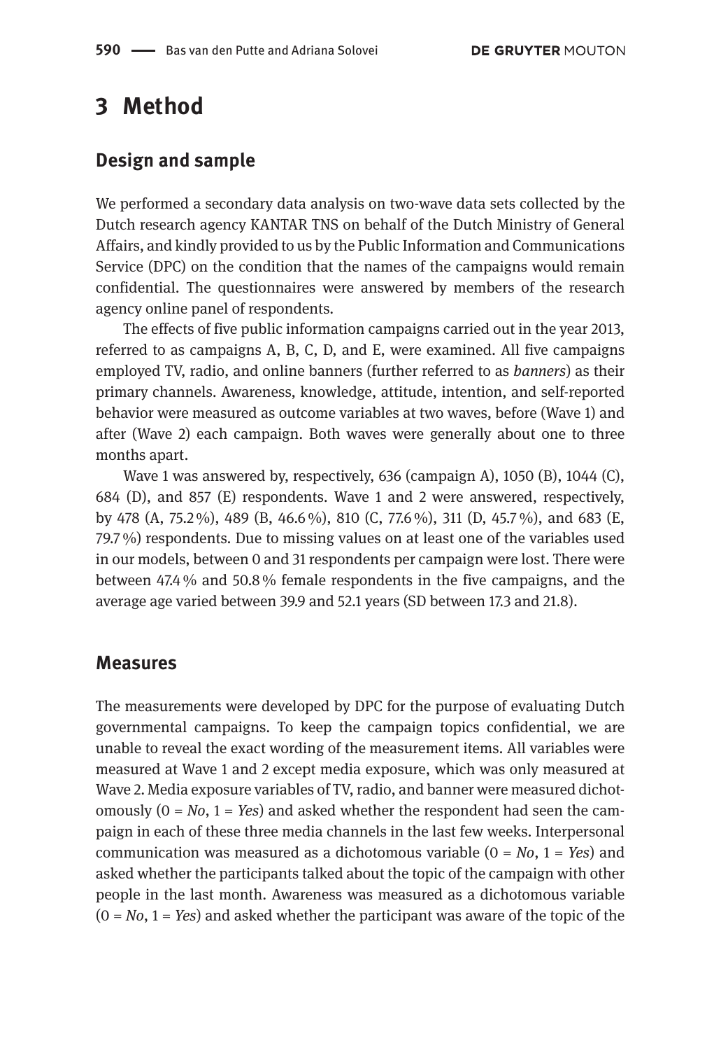# 3 Method

## Design and sample

We performed a secondary data analysis on two-wave data sets collected by the Dutch research agency KANTAR TNS on behalf of the Dutch Ministry of General Affairs, and kindly provided to us by the Public Information and Communications Service (DPC) on the condition that the names of the campaigns would remain confidential. The questionnaires were answered by members of the research agency online panel of respondents.

The effects of five public information campaigns carried out in the year 2013, referred to as campaigns A, B, C, D, and E, were examined. All five campaigns employed TV, radio, and online banners (further referred to as *banners*) as their primary channels. Awareness, knowledge, attitude, intention, and self-reported behavior were measured as outcome variables at two waves, before (Wave 1) and after (Wave 2) each campaign. Both waves were generally about one to three months apart.

Wave 1 was answered by, respectively, 636 (campaign A), 1050 (B), 1044 (C), 684 (D), and 857 (E) respondents. Wave 1 and 2 were answered, respectively, by 478 (A, 75.2 %), 489 (B, 46.6 %), 810 (C, 77.6 %), 311 (D, 45.7 %), and 683 (E, 79.7 %) respondents. Due to missing values on at least one of the variables used in our models, between 0 and 31 respondents per campaign were lost. There were between 47.4 % and 50.8 % female respondents in the five campaigns, and the average age varied between 39.9 and 52.1 years (SD between 17.3 and 21.8).

## Measures

The measurements were developed by DPC for the purpose of evaluating Dutch governmental campaigns. To keep the campaign topics confidential, we are unable to reveal the exact wording of the measurement items. All variables were measured at Wave 1 and 2 except media exposure, which was only measured at Wave 2. Media exposure variables of TV, radio, and banner were measured dichotomously (0 = *No*, 1 = *Yes*) and asked whether the respondent had seen the campaign in each of these three media channels in the last few weeks. Interpersonal communication was measured as a dichotomous variable (0 = *No*, 1 = *Yes*) and asked whether the participants talked about the topic of the campaign with other people in the last month. Awareness was measured as a dichotomous variable (0 = *No*, 1 = *Yes*) and asked whether the participant was aware of the topic of the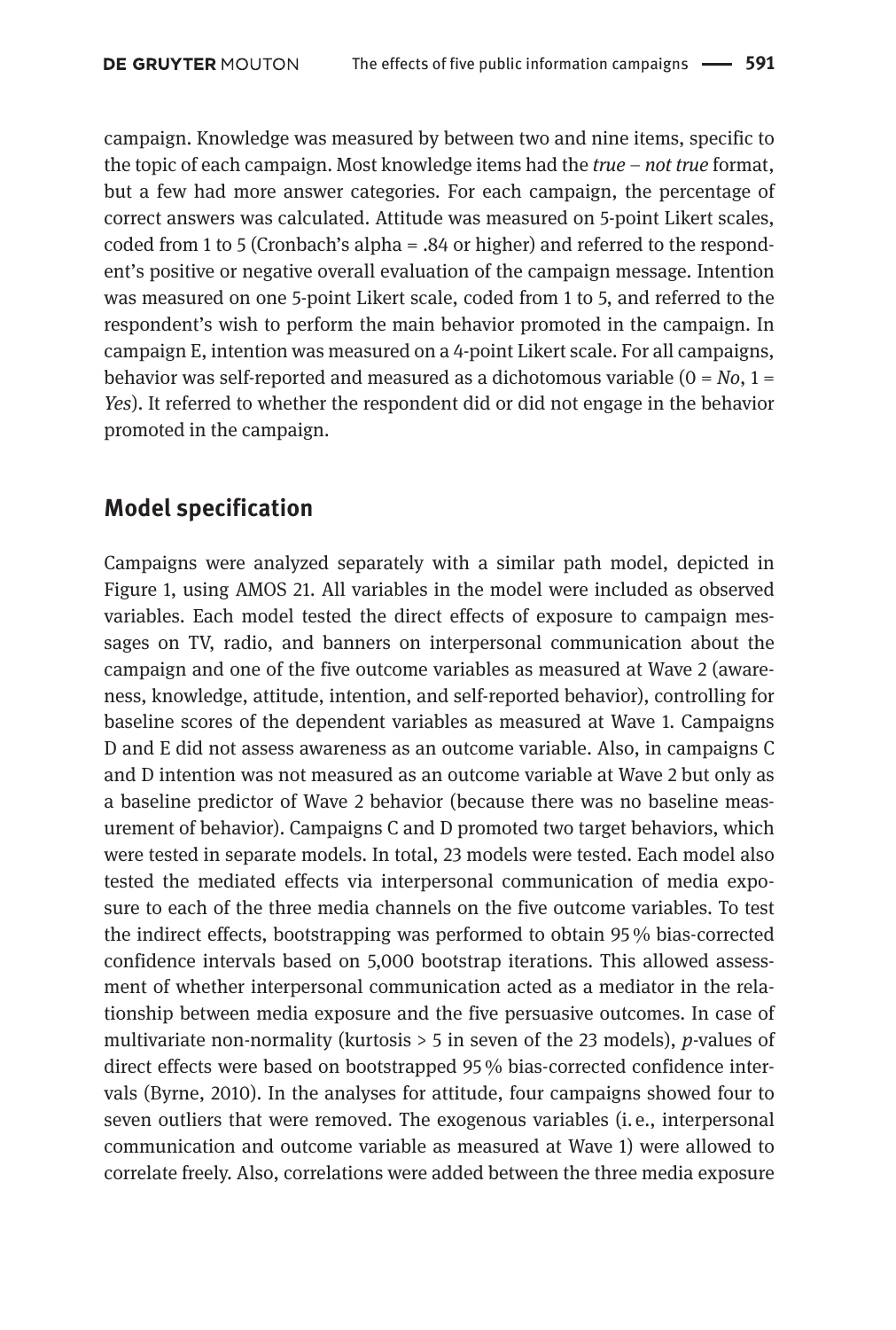campaign. Knowledge was measured by between two and nine items, specific to the topic of each campaign. Most knowledge items had the *true – not true* format, but a few had more answer categories. For each campaign, the percentage of correct answers was calculated. Attitude was measured on 5-point Likert scales, coded from 1 to 5 (Cronbach's alpha = .84 or higher) and referred to the respondent's positive or negative overall evaluation of the campaign message. Intention was measured on one 5-point Likert scale, coded from 1 to 5, and referred to the respondent's wish to perform the main behavior promoted in the campaign. In campaign E, intention was measured on a 4-point Likert scale. For all campaigns, behavior was self-reported and measured as a dichotomous variable (0 = *No*, 1 = *Yes*). It referred to whether the respondent did or did not engage in the behavior promoted in the campaign.

## Model specification

Campaigns were analyzed separately with a similar path model, depicted in Figure 1, using AMOS 21. All variables in the model were included as observed variables. Each model tested the direct effects of exposure to campaign messages on TV, radio, and banners on interpersonal communication about the campaign and one of the five outcome variables as measured at Wave 2 (awareness, knowledge, attitude, intention, and self-reported behavior), controlling for baseline scores of the dependent variables as measured at Wave 1. Campaigns D and E did not assess awareness as an outcome variable. Also, in campaigns C and D intention was not measured as an outcome variable at Wave 2 but only as a baseline predictor of Wave 2 behavior (because there was no baseline measurement of behavior). Campaigns C and D promoted two target behaviors, which were tested in separate models. In total, 23 models were tested. Each model also tested the mediated effects via interpersonal communication of media exposure to each of the three media channels on the five outcome variables. To test the indirect effects, bootstrapping was performed to obtain 95 % bias-corrected confidence intervals based on 5,000 bootstrap iterations. This allowed assessment of whether interpersonal communication acted as a mediator in the relationship between media exposure and the five persuasive outcomes. In case of multivariate non-normality (kurtosis > 5 in seven of the 23 models), $p$-values of direct effects were based on bootstrapped 95 % bias-corrected confidence intervals (Byrne, 2010). In the analyses for attitude, four campaigns showed four to seven outliers that were removed. The exogenous variables (i. e., interpersonal communication and outcome variable as measured at Wave 1) were allowed to correlate freely. Also, correlations were added between the three media exposure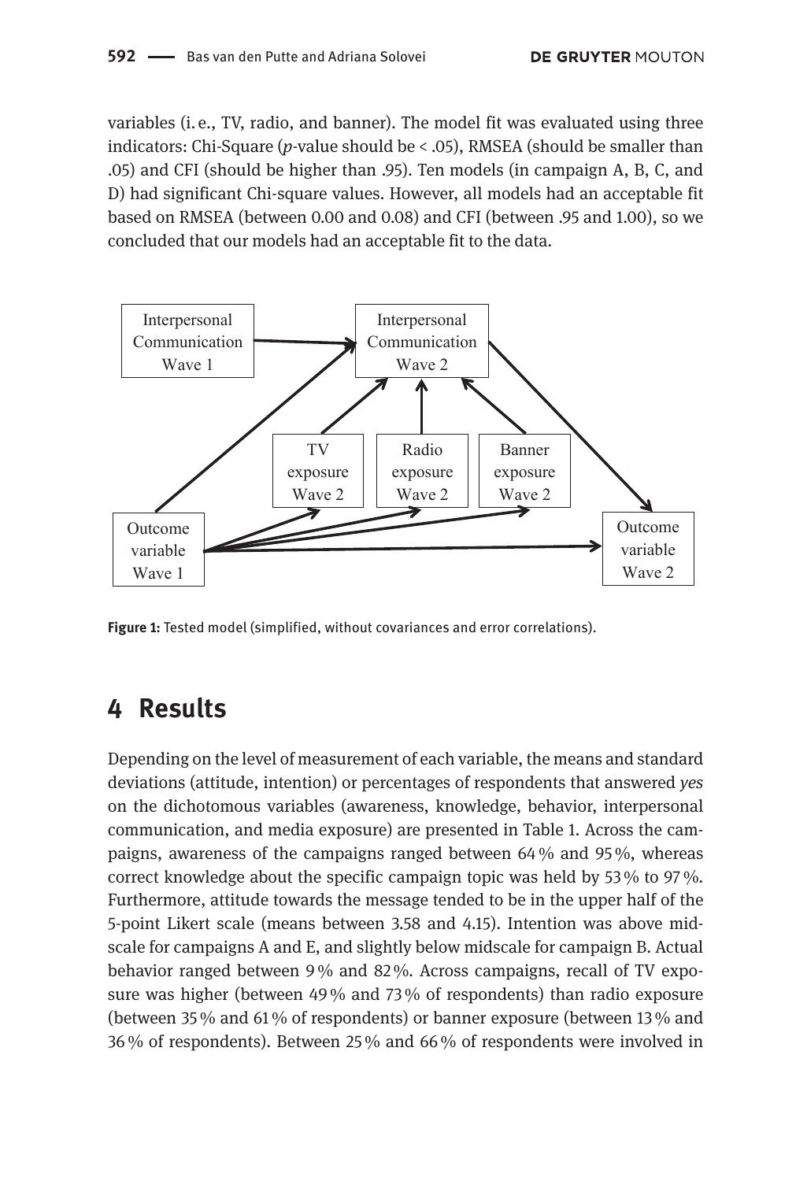variables (i. e., TV, radio, and banner). The model fit was evaluated using three indicators: Chi-Square (*p*-value should be < .05), RMSEA (should be smaller than .05) and CFI (should be higher than .95). Ten models (in campaign A, B, C, and D) had significant Chi-square values. However, all models had an acceptable fit based on RMSEA (between 0.00 and 0.08) and CFI (between .95 and 1.00), so we concluded that our models had an acceptable fit to the data.

**Figure 1:** Tested model (simplified, without covariances and error correlations).

## 4 Results

Depending on the level of measurement of each variable, the means and standard deviations (attitude, intention) or percentages of respondents that answered *yes* on the dichotomous variables (awareness, knowledge, behavior, interpersonal communication, and media exposure) are presented in Table 1. Across the campaigns, awareness of the campaigns ranged between 64 % and 95 %, whereas correct knowledge about the specific campaign topic was held by 53 % to 97 %. Furthermore, attitude towards the message tended to be in the upper half of the 5-point Likert scale (means between 3.58 and 4.15). Intention was above midscale for campaigns A and E, and slightly below midscale for campaign B. Actual behavior ranged between 9 % and 82 %. Across campaigns, recall of TV exposure was higher (between 49 % and 73 % of respondents) than radio exposure (between 35 % and 61 % of respondents) or banner exposure (between 13 % and 36 % of respondents). Between 25 % and 66 % of respondents were involved in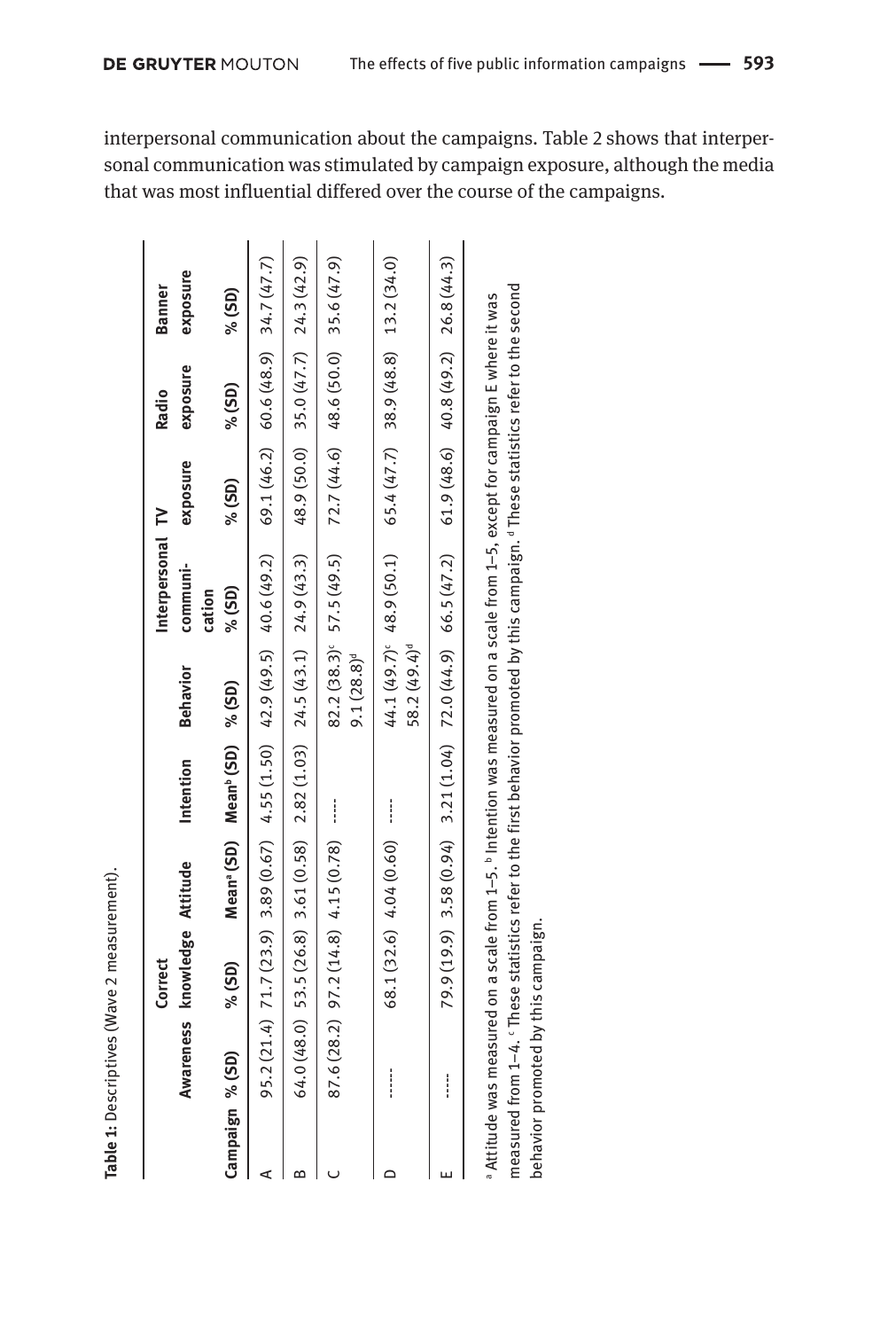interpersonal communication about the campaigns. Table 2 shows that interpersonal communication was stimulated by campaign exposure, although the media that was most influential differed over the course of the campaigns.

**Table 1:** Descriptives (Wave 2 measurement).

| Campaign | Awareness % (SD) | Correct knowledge % (SD) | Attitude Mean[a] (SD) | Intention Mean[b] (SD) | Behavior % (SD) | Interpersonal communication % (SD) | TV exposure % (SD) | Radio exposure % (SD) | Banner exposure % (SD) |
|---|---|---|---|---|---|---|---|---|---|
| A | 95.2 (21.4) | 71.7 (23.9) | 3.89 (0.67) | 4.55 (1.50) | 42.9 (49.5) | 40.6 (49.2) | 69.1 (46.2) | 60.6 (48.9) | 34.7 (47.7) |
| B | 64.0 (48.0) | 53.5 (26.8) | 3.61 (0.58) | 2.82 (1.03) | 24.5 (43.1) | 24.9 (43.3) | 48.9 (50.0) | 35.0 (47.7) | 24.3 (42.9) |
| C | 87.6 (28.2) | 97.2 (14.8) | 4.15 (0.78) | ----- | 82.2 (38.3)[c] 9.1 (28.8)[d] | 57.5 (49.5) | 72.7 (44.6) | 48.6 (50.0) | 35.6 (47.9) |
| D | ----- | 68.1 (32.6) | 4.04 (0.60) | ----- | 44.1 (49.7)[c] 58.2 (49.4)[d] | 48.9 (50.1) | 65.4 (47.7) | 38.9 (48.8) | 13.2 (34.0) |
| E | ----- | 79.9 (19.9) | 3.58 (0.94) | 3.21 (1.04) | 72.0 (44.9) | 66.5 (47.2) | 61.9 (48.6) | 40.8 (49.2) | 26.8 (44.3) |

[a] Attitude was measured on a scale from 1–5. [b] Intention was measured on a scale from 1–5, except for campaign E where it was measured from 1–4. [c] These statistics refer to the first behavior promoted by this campaign. [d] These statistics refer to the second behavior promoted by this campaign.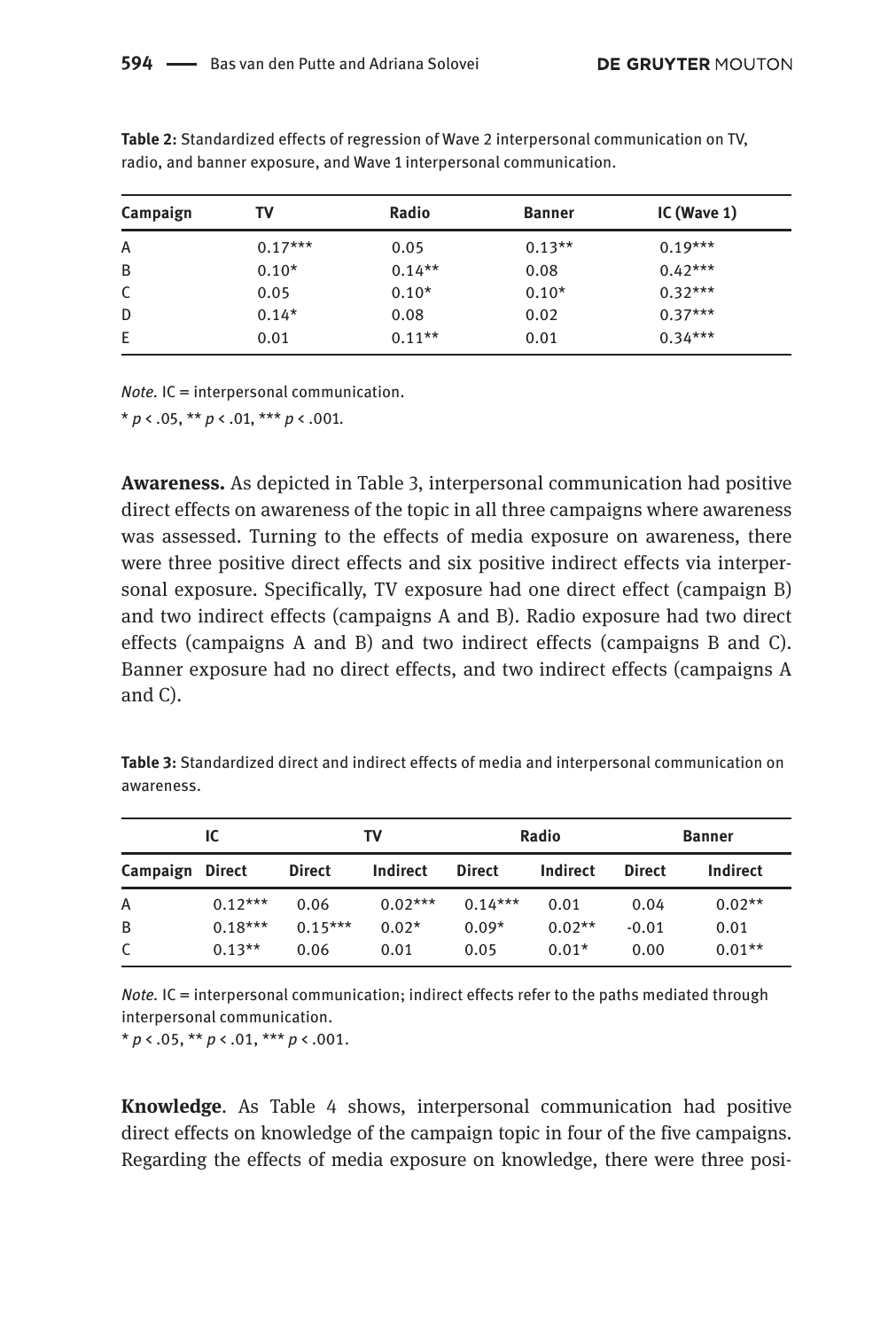**Table 2:** Standardized effects of regression of Wave 2 interpersonal communication on TV, radio, and banner exposure, and Wave 1 interpersonal communication.

| Campaign | TV | Radio | Banner | IC (Wave 1) |
|---|---|---|---|---|
| A | 0.17*** | 0.05 | 0.13** | 0.19*** |
| B | 0.10* | 0.14** | 0.08 | 0.42*** |
| C | 0.05 | 0.10* | 0.10* | 0.32*** |
| D | 0.14* | 0.08 | 0.02 | 0.37*** |
| E | 0.01 | 0.11** | 0.01 | 0.34*** |

*Note.* IC = interpersonal communication.
* $p < .05$, ** $p < .01$, *** $p < .001$.

**Awareness.** As depicted in Table 3, interpersonal communication had positive direct effects on awareness of the topic in all three campaigns where awareness was assessed. Turning to the effects of media exposure on awareness, there were three positive direct effects and six positive indirect effects via interpersonal exposure. Specifically, TV exposure had one direct effect (campaign B) and two indirect effects (campaigns A and B). Radio exposure had two direct effects (campaigns A and B) and two indirect effects (campaigns B and C). Banner exposure had no direct effects, and two indirect effects (campaigns A and C).

**Table 3:** Standardized direct and indirect effects of media and interpersonal communication on awareness.

| | IC | TV | | Radio | | Banner | |
|---|---|---|---|---|---|---|---|
| Campaign | Direct | Direct | Indirect | Direct | Indirect | Direct | Indirect |
| A | 0.12*** | 0.06 | 0.02*** | 0.14*** | 0.01 | 0.04 | 0.02** |
| B | 0.18*** | 0.15*** | 0.02* | 0.09* | 0.02** | -0.01 | 0.01 |
| C | 0.13** | 0.06 | 0.01 | 0.05 | 0.01* | 0.00 | 0.01** |

*Note.* IC = interpersonal communication; indirect effects refer to the paths mediated through interpersonal communication.
* $p < .05$, ** $p < .01$, *** $p < .001$.

**Knowledge**. As Table 4 shows, interpersonal communication had positive direct effects on knowledge of the campaign topic in four of the five campaigns. Regarding the effects of media exposure on knowledge, there were three posi-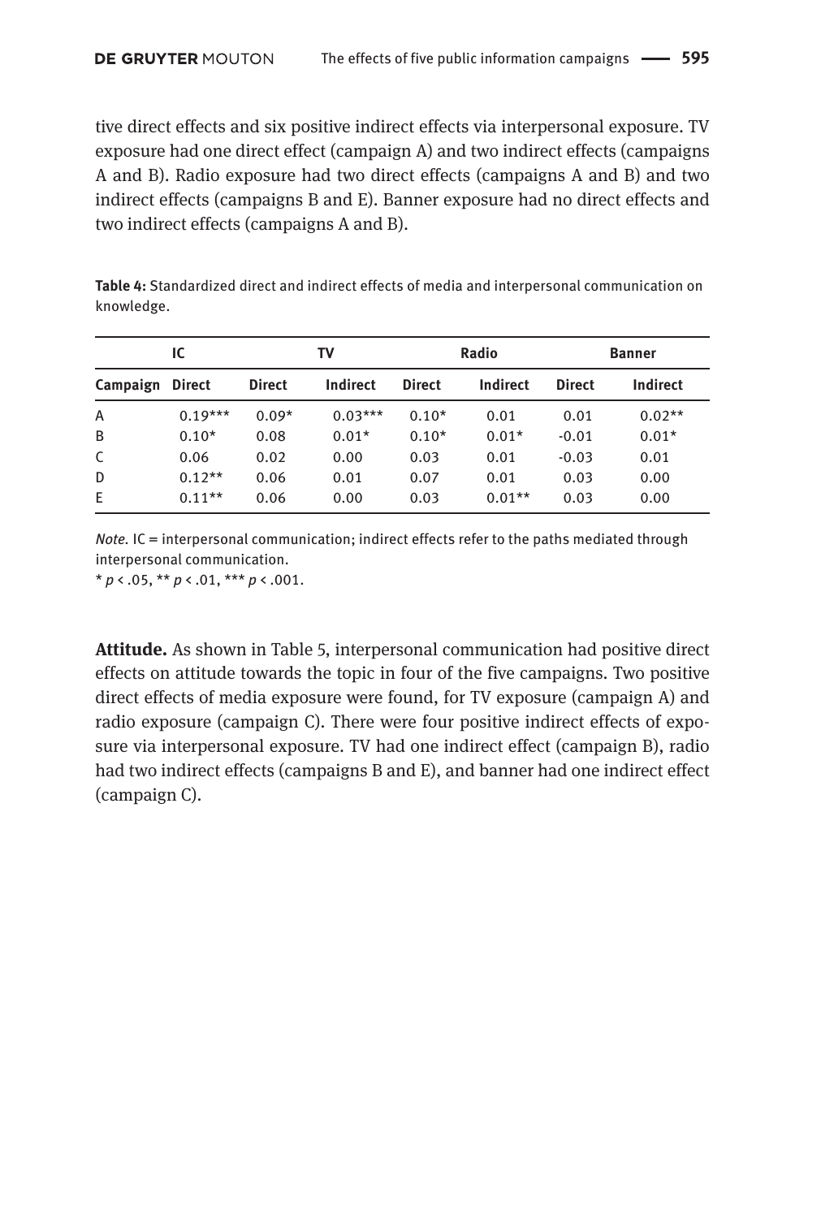tive direct effects and six positive indirect effects via interpersonal exposure. TV exposure had one direct effect (campaign A) and two indirect effects (campaigns A and B). Radio exposure had two direct effects (campaigns A and B) and two indirect effects (campaigns B and E). Banner exposure had no direct effects and two indirect effects (campaigns A and B).

**Table 4:** Standardized direct and indirect effects of media and interpersonal communication on knowledge.

| | IC | TV | | Radio | | Banner | |
|---|---|---|---|---|---|---|---|
| Campaign | Direct | Direct | Indirect | Direct | Indirect | Direct | Indirect |
| A | 0.19*** | 0.09* | 0.03*** | 0.10* | 0.01 | 0.01 | 0.02** |
| B | 0.10* | 0.08 | 0.01* | 0.10* | 0.01* | -0.01 | 0.01* |
| C | 0.06 | 0.02 | 0.00 | 0.03 | 0.01 | -0.03 | 0.01 |
| D | 0.12** | 0.06 | 0.01 | 0.07 | 0.01 | 0.03 | 0.00 |
| E | 0.11** | 0.06 | 0.00 | 0.03 | 0.01** | 0.03 | 0.00 |

*Note.* IC = interpersonal communication; indirect effects refer to the paths mediated through interpersonal communication.
* $p < .05$, ** $p < .01$, *** $p < .001$.

**Attitude.** As shown in Table 5, interpersonal communication had positive direct effects on attitude towards the topic in four of the five campaigns. Two positive direct effects of media exposure were found, for TV exposure (campaign A) and radio exposure (campaign C). There were four positive indirect effects of exposure via interpersonal exposure. TV had one indirect effect (campaign B), radio had two indirect effects (campaigns B and E), and banner had one indirect effect (campaign C).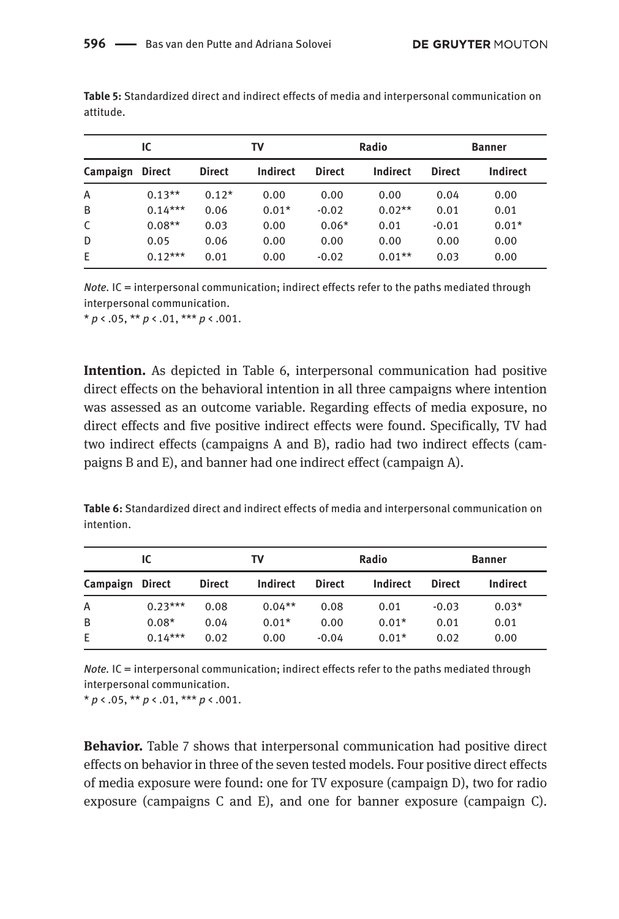**Table 5:** Standardized direct and indirect effects of media and interpersonal communication on attitude.

| | IC | TV | | Radio | | Banner | |
|---|---|---|---|---|---|---|---|
| **Campaign** | **Direct** | **Direct** | **Indirect** | **Direct** | **Indirect** | **Direct** | **Indirect** |
| A | 0.13** | 0.12* | 0.00 | 0.00 | 0.00 | 0.04 | 0.00 |
| B | 0.14*** | 0.06 | 0.01* | -0.02 | 0.02** | 0.01 | 0.01 |
| C | 0.08** | 0.03 | 0.00 | 0.06* | 0.01 | -0.01 | 0.01* |
| D | 0.05 | 0.06 | 0.00 | 0.00 | 0.00 | 0.00 | 0.00 |
| E | 0.12*** | 0.01 | 0.00 | -0.02 | 0.01** | 0.03 | 0.00 |

*Note.* IC = interpersonal communication; indirect effects refer to the paths mediated through interpersonal communication.
* $p < .05$, ** $p < .01$, *** $p < .001$.

**Intention.** As depicted in Table 6, interpersonal communication had positive direct effects on the behavioral intention in all three campaigns where intention was assessed as an outcome variable. Regarding effects of media exposure, no direct effects and five positive indirect effects were found. Specifically, TV had two indirect effects (campaigns A and B), radio had two indirect effects (campaigns B and E), and banner had one indirect effect (campaign A).

**Table 6:** Standardized direct and indirect effects of media and interpersonal communication on intention.

| | IC | TV | | Radio | | Banner | |
|---|---|---|---|---|---|---|---|
| **Campaign** | **Direct** | **Direct** | **Indirect** | **Direct** | **Indirect** | **Direct** | **Indirect** |
| A | 0.23*** | 0.08 | 0.04** | 0.08 | 0.01 | -0.03 | 0.03* |
| B | 0.08* | 0.04 | 0.01* | 0.00 | 0.01* | 0.01 | 0.01 |
| E | 0.14*** | 0.02 | 0.00 | -0.04 | 0.01* | 0.02 | 0.00 |

*Note.* IC = interpersonal communication; indirect effects refer to the paths mediated through interpersonal communication.
* $p < .05$, ** $p < .01$, *** $p < .001$.

**Behavior.** Table 7 shows that interpersonal communication had positive direct effects on behavior in three of the seven tested models. Four positive direct effects of media exposure were found: one for TV exposure (campaign D), two for radio exposure (campaigns C and E), and one for banner exposure (campaign C).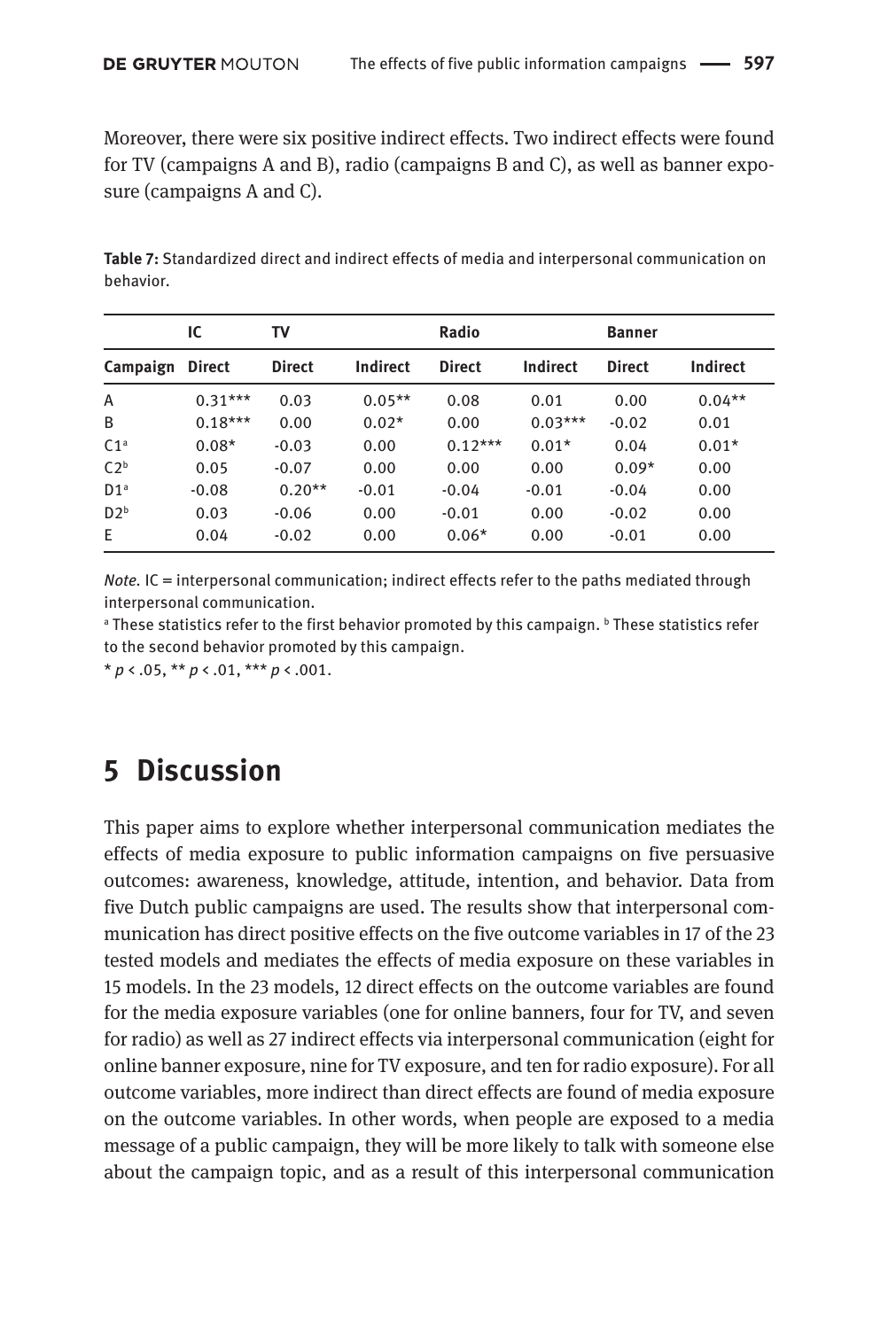Moreover, there were six positive indirect effects. Two indirect effects were found for TV (campaigns A and B), radio (campaigns B and C), as well as banner exposure (campaigns A and C).

**Table 7:** Standardized direct and indirect effects of media and interpersonal communication on behavior.

| | IC | TV | | Radio | | Banner | |
|---|---|---|---|---|---|---|---|
| Campaign | Direct | Direct | Indirect | Direct | Indirect | Direct | Indirect |
| A | 0.31*** | 0.03 | 0.05** | 0.08 | 0.01 | 0.00 | 0.04** |
| B | 0.18*** | 0.00 | 0.02* | 0.00 | 0.03*** | -0.02 | 0.01 |
| C1[a] | 0.08* | -0.03 | 0.00 | 0.12*** | 0.01* | 0.04 | 0.01* |
| C2[b] | 0.05 | -0.07 | 0.00 | 0.00 | 0.00 | 0.09* | 0.00 |
| D1[a] | -0.08 | 0.20** | -0.01 | -0.04 | -0.01 | -0.04 | 0.00 |
| D2[b] | 0.03 | -0.06 | 0.00 | -0.01 | 0.00 | -0.02 | 0.00 |
| E | 0.04 | -0.02 | 0.00 | 0.06* | 0.00 | -0.01 | 0.00 |

*Note.* IC = interpersonal communication; indirect effects refer to the paths mediated through interpersonal communication.

[a] These statistics refer to the first behavior promoted by this campaign. [b] These statistics refer to the second behavior promoted by this campaign.

* $p < .05$, ** $p < .01$, *** $p < .001$.

## 5 Discussion

This paper aims to explore whether interpersonal communication mediates the effects of media exposure to public information campaigns on five persuasive outcomes: awareness, knowledge, attitude, intention, and behavior. Data from five Dutch public campaigns are used. The results show that interpersonal communication has direct positive effects on the five outcome variables in 17 of the 23 tested models and mediates the effects of media exposure on these variables in 15 models. In the 23 models, 12 direct effects on the outcome variables are found for the media exposure variables (one for online banners, four for TV, and seven for radio) as well as 27 indirect effects via interpersonal communication (eight for online banner exposure, nine for TV exposure, and ten for radio exposure). For all outcome variables, more indirect than direct effects are found of media exposure on the outcome variables. In other words, when people are exposed to a media message of a public campaign, they will be more likely to talk with someone else about the campaign topic, and as a result of this interpersonal communication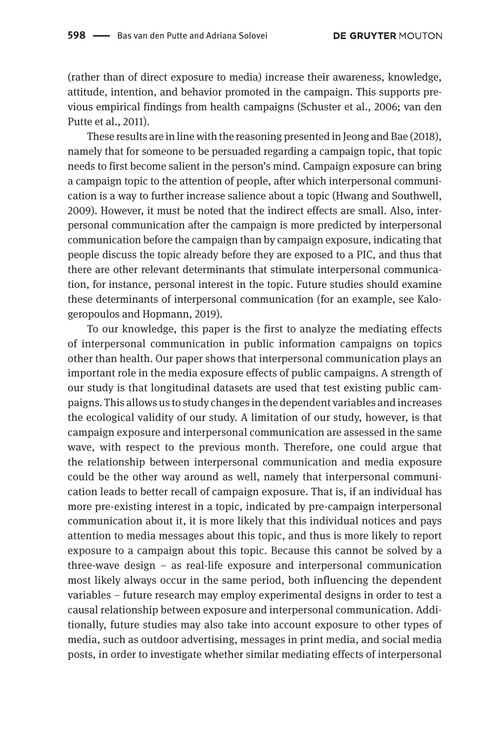(rather than of direct exposure to media) increase their awareness, knowledge, attitude, intention, and behavior promoted in the campaign. This supports previous empirical findings from health campaigns (Schuster et al., 2006; van den Putte et al., 2011).

These results are in line with the reasoning presented in Jeong and Bae (2018), namely that for someone to be persuaded regarding a campaign topic, that topic needs to first become salient in the person's mind. Campaign exposure can bring a campaign topic to the attention of people, after which interpersonal communication is a way to further increase salience about a topic (Hwang and Southwell, 2009). However, it must be noted that the indirect effects are small. Also, interpersonal communication after the campaign is more predicted by interpersonal communication before the campaign than by campaign exposure, indicating that people discuss the topic already before they are exposed to a PIC, and thus that there are other relevant determinants that stimulate interpersonal communication, for instance, personal interest in the topic. Future studies should examine these determinants of interpersonal communication (for an example, see Kalogeropoulos and Hopmann, 2019).

To our knowledge, this paper is the first to analyze the mediating effects of interpersonal communication in public information campaigns on topics other than health. Our paper shows that interpersonal communication plays an important role in the media exposure effects of public campaigns. A strength of our study is that longitudinal datasets are used that test existing public campaigns. This allows us to study changes in the dependent variables and increases the ecological validity of our study. A limitation of our study, however, is that campaign exposure and interpersonal communication are assessed in the same wave, with respect to the previous month. Therefore, one could argue that the relationship between interpersonal communication and media exposure could be the other way around as well, namely that interpersonal communication leads to better recall of campaign exposure. That is, if an individual has more pre-existing interest in a topic, indicated by pre-campaign interpersonal communication about it, it is more likely that this individual notices and pays attention to media messages about this topic, and thus is more likely to report exposure to a campaign about this topic. Because this cannot be solved by a three-wave design – as real-life exposure and interpersonal communication most likely always occur in the same period, both influencing the dependent variables – future research may employ experimental designs in order to test a causal relationship between exposure and interpersonal communication. Additionally, future studies may also take into account exposure to other types of media, such as outdoor advertising, messages in print media, and social media posts, in order to investigate whether similar mediating effects of interpersonal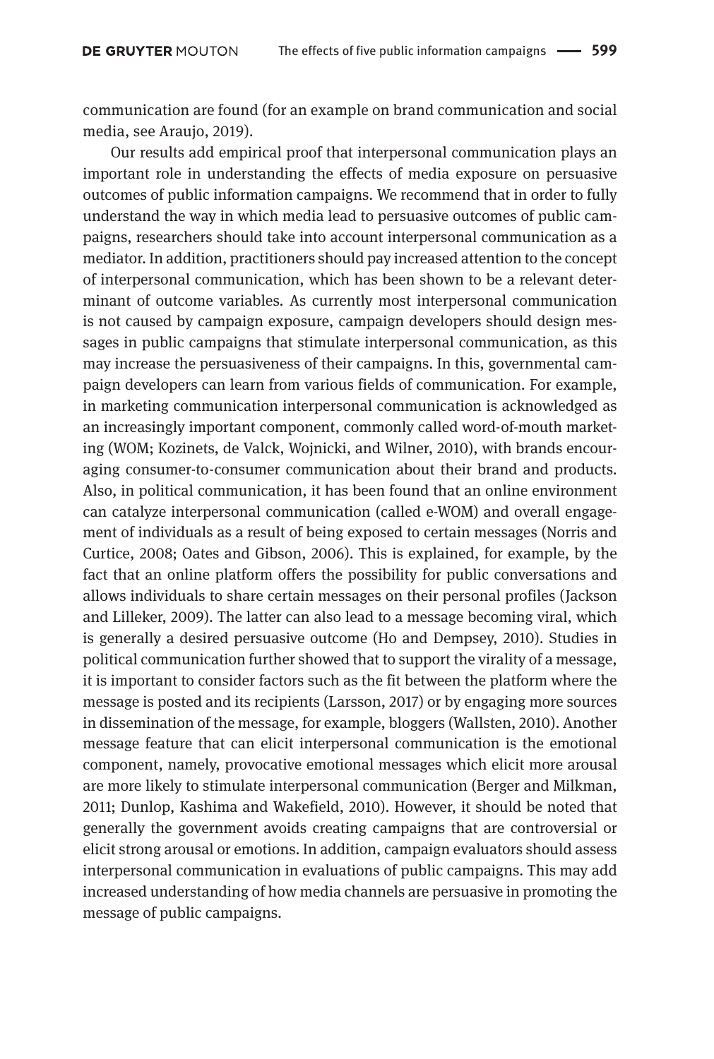communication are found (for an example on brand communication and social media, see Araujo, 2019).

Our results add empirical proof that interpersonal communication plays an important role in understanding the effects of media exposure on persuasive outcomes of public information campaigns. We recommend that in order to fully understand the way in which media lead to persuasive outcomes of public campaigns, researchers should take into account interpersonal communication as a mediator. In addition, practitioners should pay increased attention to the concept of interpersonal communication, which has been shown to be a relevant determinant of outcome variables. As currently most interpersonal communication is not caused by campaign exposure, campaign developers should design messages in public campaigns that stimulate interpersonal communication, as this may increase the persuasiveness of their campaigns. In this, governmental campaign developers can learn from various fields of communication. For example, in marketing communication interpersonal communication is acknowledged as an increasingly important component, commonly called word-of-mouth marketing (WOM; Kozinets, de Valck, Wojnicki, and Wilner, 2010), with brands encouraging consumer-to-consumer communication about their brand and products. Also, in political communication, it has been found that an online environment can catalyze interpersonal communication (called e-WOM) and overall engagement of individuals as a result of being exposed to certain messages (Norris and Curtice, 2008; Oates and Gibson, 2006). This is explained, for example, by the fact that an online platform offers the possibility for public conversations and allows individuals to share certain messages on their personal profiles (Jackson and Lilleker, 2009). The latter can also lead to a message becoming viral, which is generally a desired persuasive outcome (Ho and Dempsey, 2010). Studies in political communication further showed that to support the virality of a message, it is important to consider factors such as the fit between the platform where the message is posted and its recipients (Larsson, 2017) or by engaging more sources in dissemination of the message, for example, bloggers (Wallsten, 2010). Another message feature that can elicit interpersonal communication is the emotional component, namely, provocative emotional messages which elicit more arousal are more likely to stimulate interpersonal communication (Berger and Milkman, 2011; Dunlop, Kashima and Wakefield, 2010). However, it should be noted that generally the government avoids creating campaigns that are controversial or elicit strong arousal or emotions. In addition, campaign evaluators should assess interpersonal communication in evaluations of public campaigns. This may add increased understanding of how media channels are persuasive in promoting the message of public campaigns.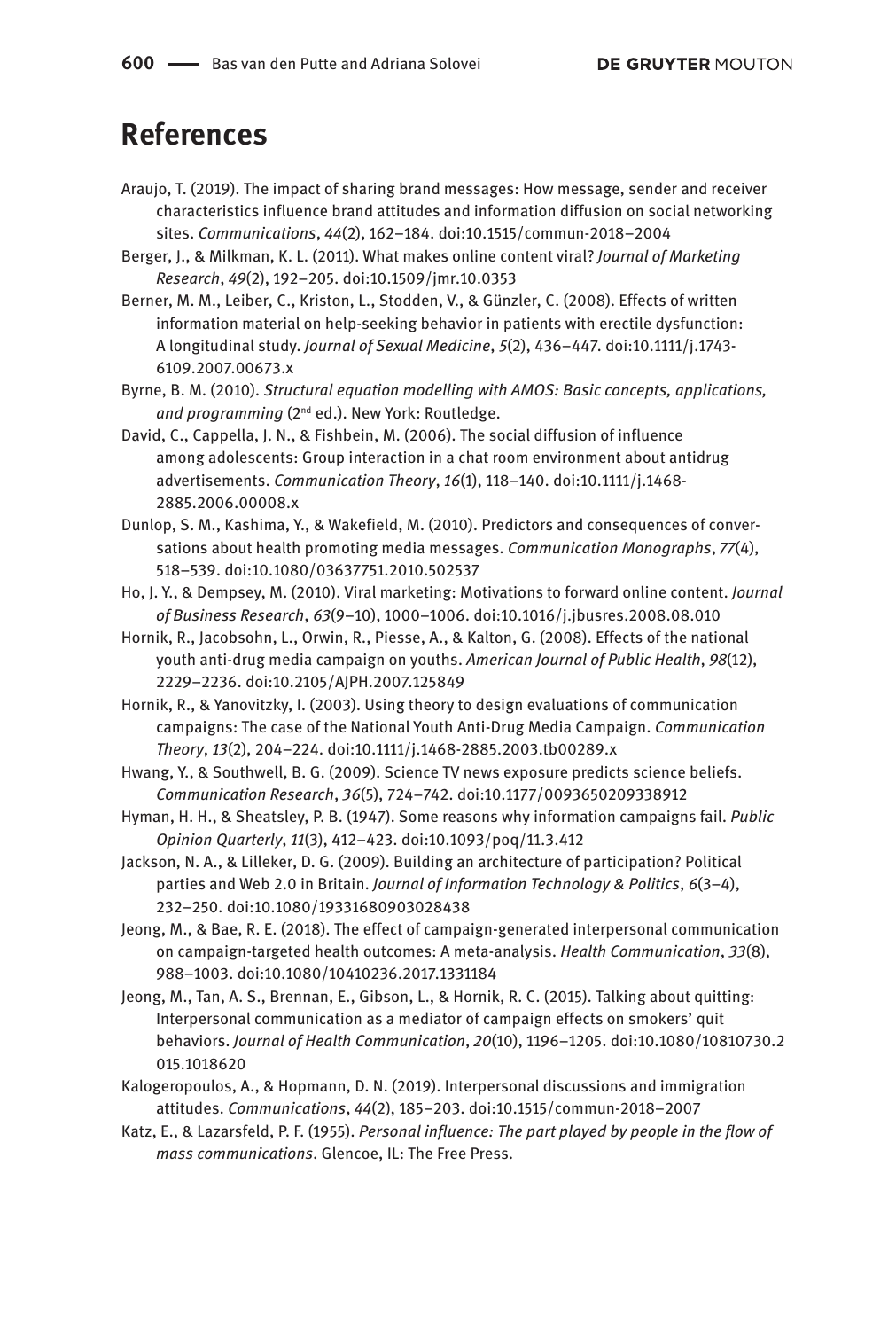# References

Araujo, T. (2019). The impact of sharing brand messages: How message, sender and receiver characteristics influence brand attitudes and information diffusion on social networking sites. *Communications*, *44*(2), 162–184. doi:10.1515/commun-2018–2004

Berger, J., & Milkman, K. L. (2011). What makes online content viral? *Journal of Marketing Research*, *49*(2), 192–205. doi:10.1509/jmr.10.0353

Berner, M. M., Leiber, C., Kriston, L., Stodden, V., & Günzler, C. (2008). Effects of written information material on help-seeking behavior in patients with erectile dysfunction: A longitudinal study. *Journal of Sexual Medicine*, *5*(2), 436–447. doi:10.1111/j.1743-6109.2007.00673.x

Byrne, B. M. (2010). *Structural equation modelling with AMOS: Basic concepts, applications, and programming* (2nd ed.). New York: Routledge.

David, C., Cappella, J. N., & Fishbein, M. (2006). The social diffusion of influence among adolescents: Group interaction in a chat room environment about antidrug advertisements. *Communication Theory*, *16*(1), 118–140. doi:10.1111/j.1468-2885.2006.00008.x

Dunlop, S. M., Kashima, Y., & Wakefield, M. (2010). Predictors and consequences of conversations about health promoting media messages. *Communication Monographs*, *77*(4), 518–539. doi:10.1080/03637751.2010.502537

Ho, J. Y., & Dempsey, M. (2010). Viral marketing: Motivations to forward online content. *Journal of Business Research*, *63*(9–10), 1000–1006. doi:10.1016/j.jbusres.2008.08.010

Hornik, R., Jacobsohn, L., Orwin, R., Piesse, A., & Kalton, G. (2008). Effects of the national youth anti-drug media campaign on youths. *American Journal of Public Health*, *98*(12), 2229–2236. doi:10.2105/AJPH.2007.125849

Hornik, R., & Yanovitzky, I. (2003). Using theory to design evaluations of communication campaigns: The case of the National Youth Anti-Drug Media Campaign. *Communication Theory*, *13*(2), 204–224. doi:10.1111/j.1468-2885.2003.tb00289.x

Hwang, Y., & Southwell, B. G. (2009). Science TV news exposure predicts science beliefs. *Communication Research*, *36*(5), 724–742. doi:10.1177/0093650209338912

Hyman, H. H., & Sheatsley, P. B. (1947). Some reasons why information campaigns fail. *Public Opinion Quarterly*, *11*(3), 412–423. doi:10.1093/poq/11.3.412

Jackson, N. A., & Lilleker, D. G. (2009). Building an architecture of participation? Political parties and Web 2.0 in Britain. *Journal of Information Technology & Politics*, *6*(3–4), 232–250. doi:10.1080/19331680903028438

Jeong, M., & Bae, R. E. (2018). The effect of campaign-generated interpersonal communication on campaign-targeted health outcomes: A meta-analysis. *Health Communication*, *33*(8), 988–1003. doi:10.1080/10410236.2017.1331184

Jeong, M., Tan, A. S., Brennan, E., Gibson, L., & Hornik, R. C. (2015). Talking about quitting: Interpersonal communication as a mediator of campaign effects on smokers' quit behaviors. *Journal of Health Communication*, *20*(10), 1196–1205. doi:10.1080/10810730.2015.1018620

Kalogeropoulos, A., & Hopmann, D. N. (2019). Interpersonal discussions and immigration attitudes. *Communications*, *44*(2), 185–203. doi:10.1515/commun-2018–2007

Katz, E., & Lazarsfeld, P. F. (1955). *Personal influence: The part played by people in the flow of mass communications*. Glencoe, IL: The Free Press.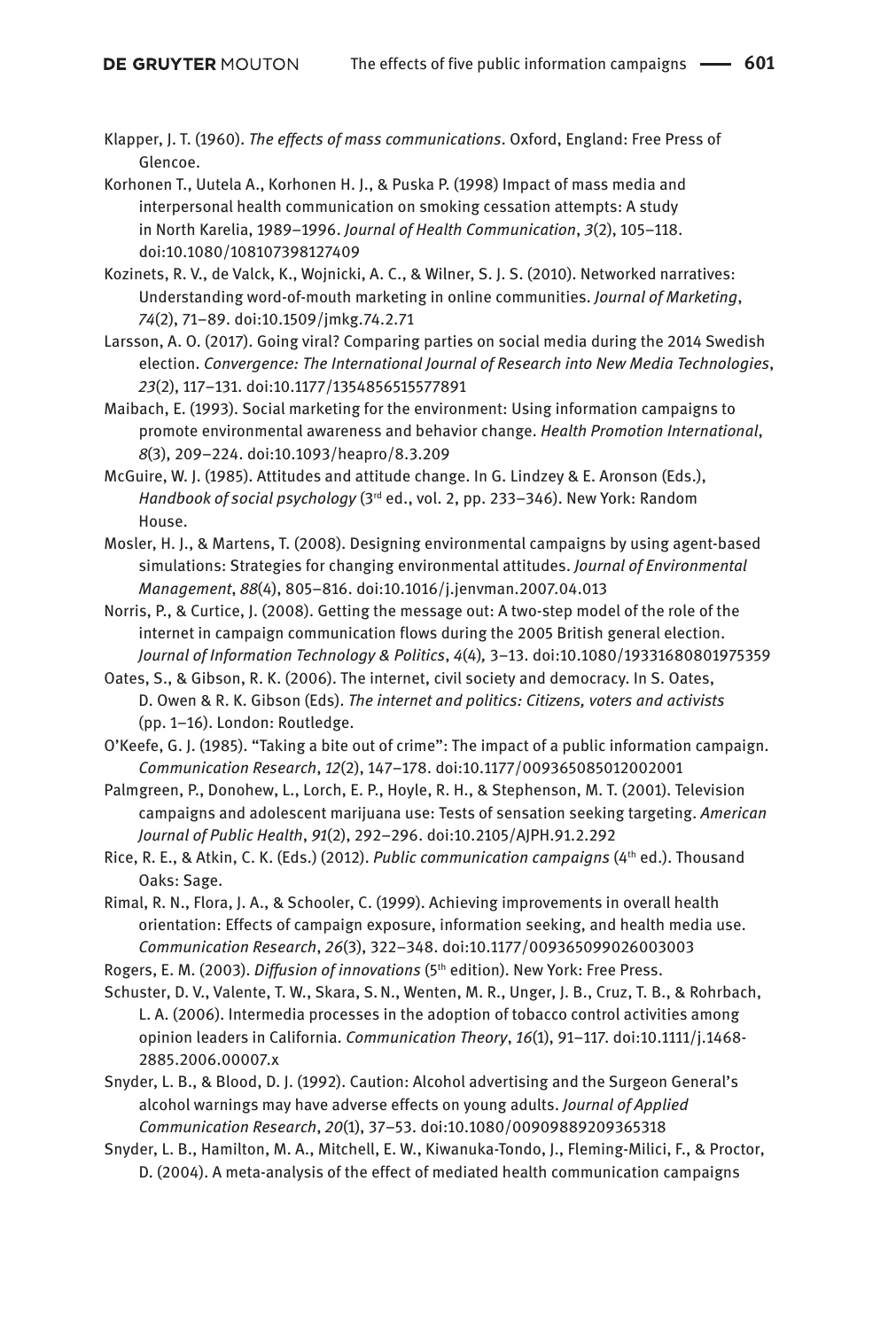Klapper, J. T. (1960). *The effects of mass communications*. Oxford, England: Free Press of Glencoe.

Korhonen T., Uutela A., Korhonen H. J., & Puska P. (1998) Impact of mass media and interpersonal health communication on smoking cessation attempts: A study in North Karelia, 1989–1996. *Journal of Health Communication*, *3*(2), 105–118. doi:10.1080/108107398127409

Kozinets, R. V., de Valck, K., Wojnicki, A. C., & Wilner, S. J. S. (2010). Networked narratives: Understanding word-of-mouth marketing in online communities. *Journal of Marketing*, *74*(2), 71–89. doi:10.1509/jmkg.74.2.71

Larsson, A. O. (2017). Going viral? Comparing parties on social media during the 2014 Swedish election. *Convergence: The International Journal of Research into New Media Technologies*, *23*(2), 117–131. doi:10.1177/1354856515577891

Maibach, E. (1993). Social marketing for the environment: Using information campaigns to promote environmental awareness and behavior change. *Health Promotion International*, *8*(3), 209–224. doi:10.1093/heapro/8.3.209

McGuire, W. J. (1985). Attitudes and attitude change. In G. Lindzey & E. Aronson (Eds.), *Handbook of social psychology* (3rd ed., vol. 2, pp. 233–346). New York: Random House.

Mosler, H. J., & Martens, T. (2008). Designing environmental campaigns by using agent-based simulations: Strategies for changing environmental attitudes. *Journal of Environmental Management*, *88*(4), 805–816. doi:10.1016/j.jenvman.2007.04.013

Norris, P., & Curtice, J. (2008). Getting the message out: A two-step model of the role of the internet in campaign communication flows during the 2005 British general election. *Journal of Information Technology & Politics*, *4*(4), 3–13. doi:10.1080/19331680801975359

Oates, S., & Gibson, R. K. (2006). The internet, civil society and democracy. In S. Oates, D. Owen & R. K. Gibson (Eds). *The internet and politics: Citizens, voters and activists* (pp. 1–16). London: Routledge.

O'Keefe, G. J. (1985). "Taking a bite out of crime": The impact of a public information campaign. *Communication Research*, *12*(2), 147–178. doi:10.1177/009365085012002001

Palmgreen, P., Donohew, L., Lorch, E. P., Hoyle, R. H., & Stephenson, M. T. (2001). Television campaigns and adolescent marijuana use: Tests of sensation seeking targeting. *American Journal of Public Health*, *91*(2), 292–296. doi:10.2105/AJPH.91.2.292

Rice, R. E., & Atkin, C. K. (Eds.) (2012). *Public communication campaigns* (4th ed.). Thousand Oaks: Sage.

Rimal, R. N., Flora, J. A., & Schooler, C. (1999). Achieving improvements in overall health orientation: Effects of campaign exposure, information seeking, and health media use. *Communication Research*, *26*(3), 322–348. doi:10.1177/009365099026003003

Rogers, E. M. (2003). *Diffusion of innovations* (5th edition). New York: Free Press.

Schuster, D. V., Valente, T. W., Skara, S. N., Wenten, M. R., Unger, J. B., Cruz, T. B., & Rohrbach, L. A. (2006). Intermedia processes in the adoption of tobacco control activities among opinion leaders in California. *Communication Theory*, *16*(1), 91–117. doi:10.1111/j.1468-2885.2006.00007.x

Snyder, L. B., & Blood, D. J. (1992). Caution: Alcohol advertising and the Surgeon General's alcohol warnings may have adverse effects on young adults. *Journal of Applied Communication Research*, *20*(1), 37–53. doi:10.1080/00909889209365318

Snyder, L. B., Hamilton, M. A., Mitchell, E. W., Kiwanuka-Tondo, J., Fleming-Milici, F., & Proctor, D. (2004). A meta-analysis of the effect of mediated health communication campaigns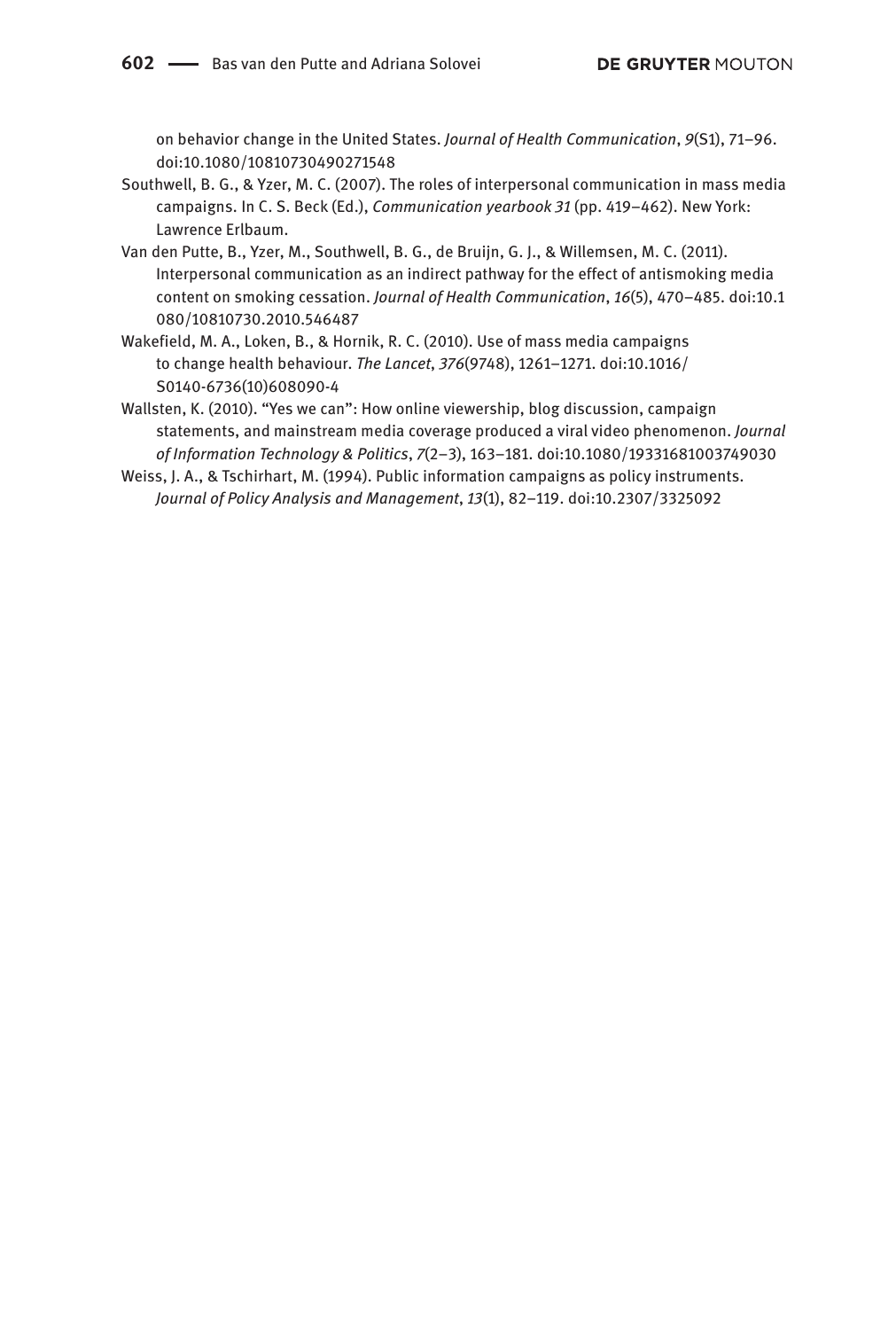on behavior change in the United States. *Journal of Health Communication*, *9*(S1), 71–96. doi:10.1080/10810730490271548

Southwell, B. G., & Yzer, M. C. (2007). The roles of interpersonal communication in mass media campaigns. In C. S. Beck (Ed.), *Communication yearbook 31* (pp. 419–462). New York: Lawrence Erlbaum.

Van den Putte, B., Yzer, M., Southwell, B. G., de Bruijn, G. J., & Willemsen, M. C. (2011). Interpersonal communication as an indirect pathway for the effect of antismoking media content on smoking cessation. *Journal of Health Communication*, *16*(5), 470–485. doi:10.1080/10810730.2010.546487

Wakefield, M. A., Loken, B., & Hornik, R. C. (2010). Use of mass media campaigns to change health behaviour. *The Lancet*, *376*(9748), 1261–1271. doi:10.1016/S0140-6736(10)608090-4

Wallsten, K. (2010). "Yes we can": How online viewership, blog discussion, campaign statements, and mainstream media coverage produced a viral video phenomenon. *Journal of Information Technology & Politics*, *7*(2–3), 163–181. doi:10.1080/19331681003749030

Weiss, J. A., & Tschirhart, M. (1994). Public information campaigns as policy instruments. *Journal of Policy Analysis and Management*, *13*(1), 82–119. doi:10.2307/3325092